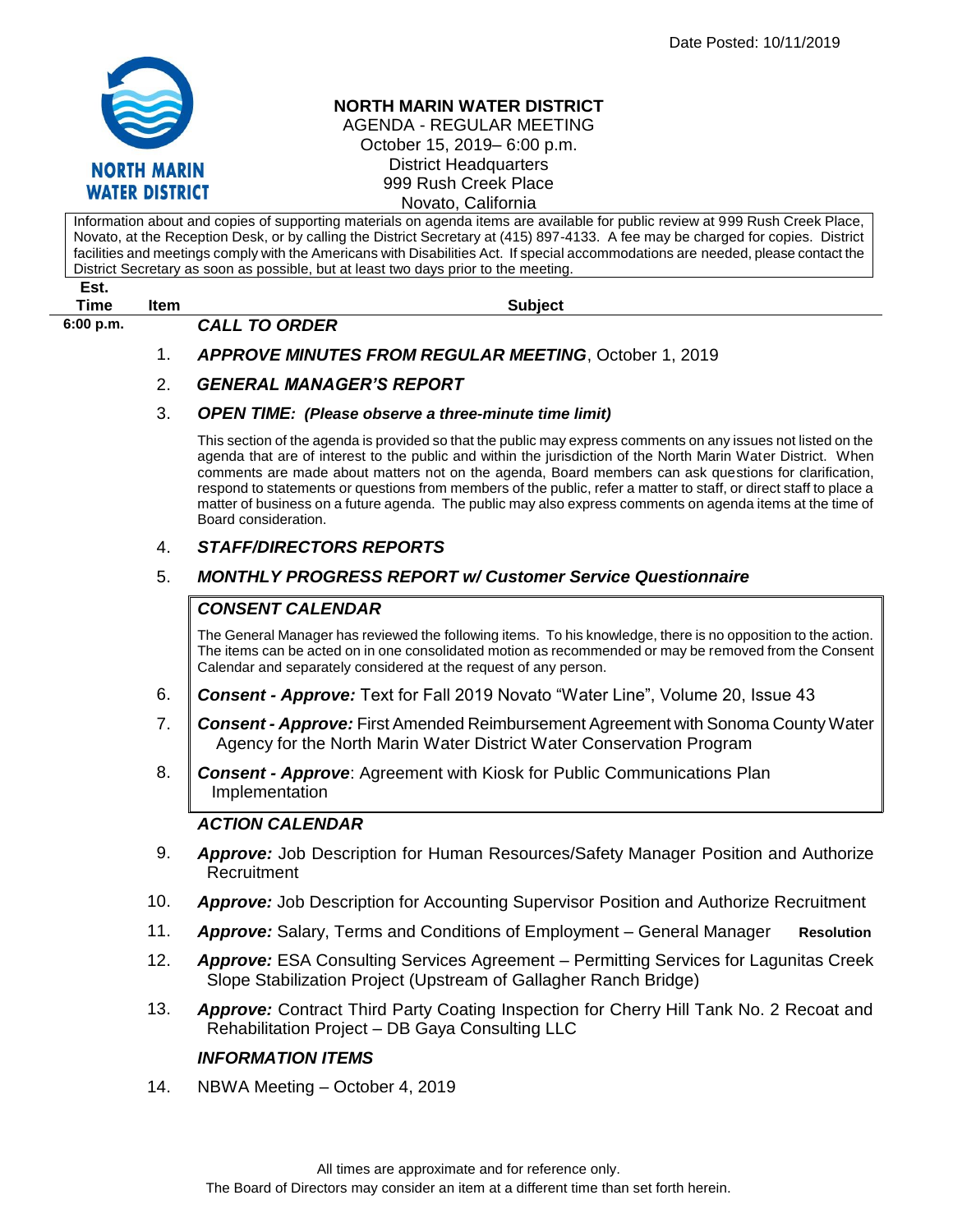Date Posted: 10/11/2019

# NORTH MARIN WATER DISTRICT

AGENDA - REGULAR MEETING
October 15, 2019– 6:00 p.m.
District Headquarters
999 Rush Creek Place
Novato, California

Information about and copies of supporting materials on agenda items are available for public review at 999 Rush Creek Place, Novato, at the Reception Desk, or by calling the District Secretary at (415) 897-4133. A fee may be charged for copies. District facilities and meetings comply with the Americans with Disabilities Act. If special accommodations are needed, please contact the District Secretary as soon as possible, but at least two days prior to the meeting.

| Est. Time | Item | Subject |
|---|---|---|
| 6:00 p.m. | | ***CALL TO ORDER*** |
| | 1. | ***APPROVE MINUTES FROM REGULAR MEETING***, October 1, 2019 |
| | 2. | ***GENERAL MANAGER'S REPORT*** |
| | 3. | ***OPEN TIME: (Please observe a three-minute time limit)*** |

This section of the agenda is provided so that the public may express comments on any issues not listed on the agenda that are of interest to the public and within the jurisdiction of the North Marin Water District. When comments are made about matters not on the agenda, Board members can ask questions for clarification, respond to statements or questions from members of the public, refer a matter to staff, or direct staff to place a matter of business on a future agenda. The public may also express comments on agenda items at the time of Board consideration.

4. ***STAFF/DIRECTORS REPORTS***
5. ***MONTHLY PROGRESS REPORT w/ Customer Service Questionnaire***

### *CONSENT CALENDAR*

The General Manager has reviewed the following items. To his knowledge, there is no opposition to the action. The items can be acted on in one consolidated motion as recommended or may be removed from the Consent Calendar and separately considered at the request of any person.

6. ***Consent - Approve:*** Text for Fall 2019 Novato "Water Line", Volume 20, Issue 43
7. ***Consent - Approve:*** First Amended Reimbursement Agreement with Sonoma County Water Agency for the North Marin Water District Water Conservation Program
8. ***Consent - Approve***: Agreement with Kiosk for Public Communications Plan Implementation

### *ACTION CALENDAR*

9. ***Approve:*** Job Description for Human Resources/Safety Manager Position and Authorize Recruitment
10. ***Approve:*** Job Description for Accounting Supervisor Position and Authorize Recruitment
11. ***Approve:*** Salary, Terms and Conditions of Employment – General Manager **Resolution**
12. ***Approve:*** ESA Consulting Services Agreement – Permitting Services for Lagunitas Creek Slope Stabilization Project (Upstream of Gallagher Ranch Bridge)
13. ***Approve:*** Contract Third Party Coating Inspection for Cherry Hill Tank No. 2 Recoat and Rehabilitation Project – DB Gaya Consulting LLC

### *INFORMATION ITEMS*

14. NBWA Meeting – October 4, 2019

All times are approximate and for reference only.
The Board of Directors may consider an item at a different time than set forth herein.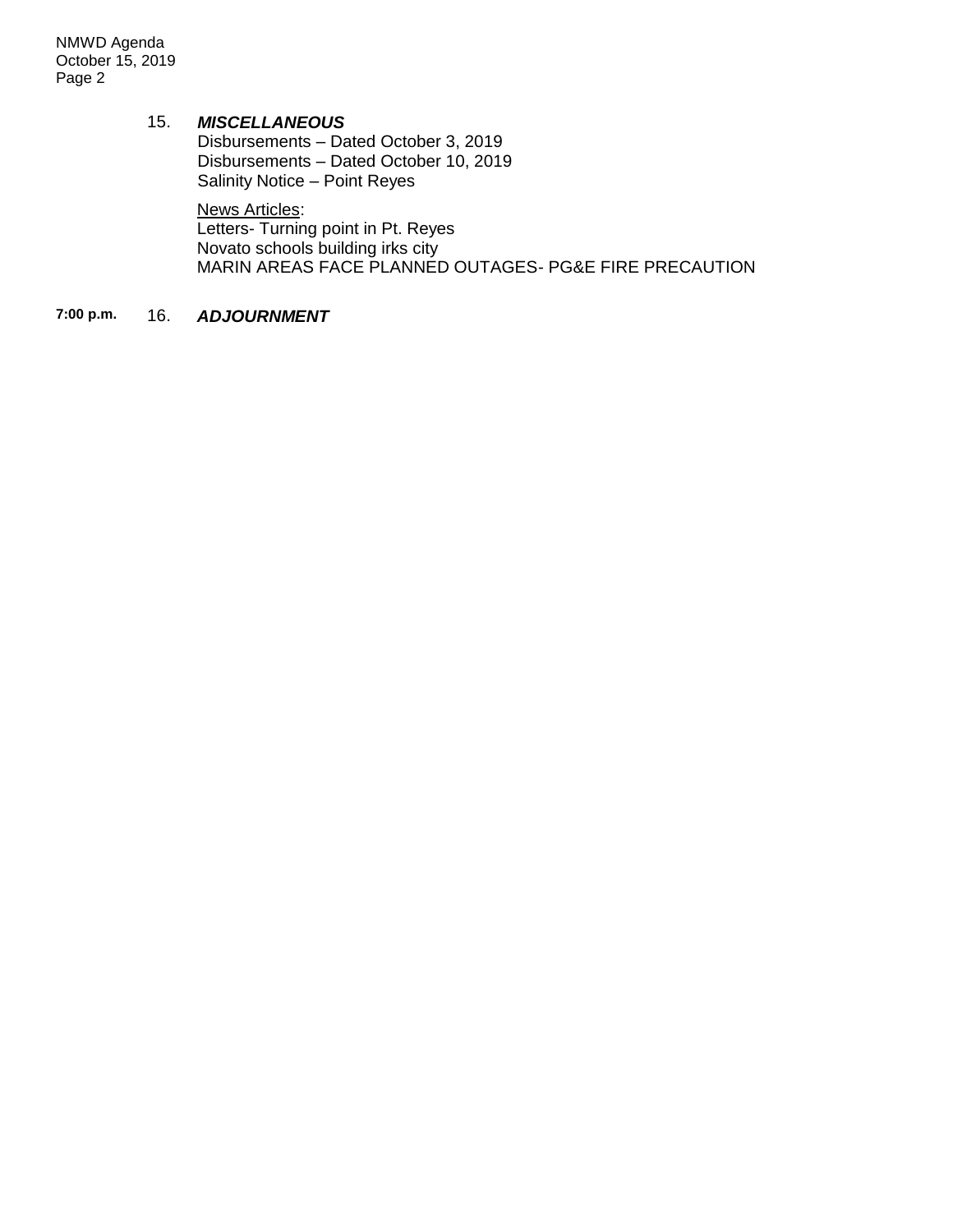15. ***MISCELLANEOUS***
Disbursements – Dated October 3, 2019
Disbursements – Dated October 10, 2019
Salinity Notice – Point Reyes

News Articles:
Letters- Turning point in Pt. Reyes
Novato schools building irks city
MARIN AREAS FACE PLANNED OUTAGES- PG&E FIRE PRECAUTION

**7:00 p.m.** 16. ***ADJOURNMENT***